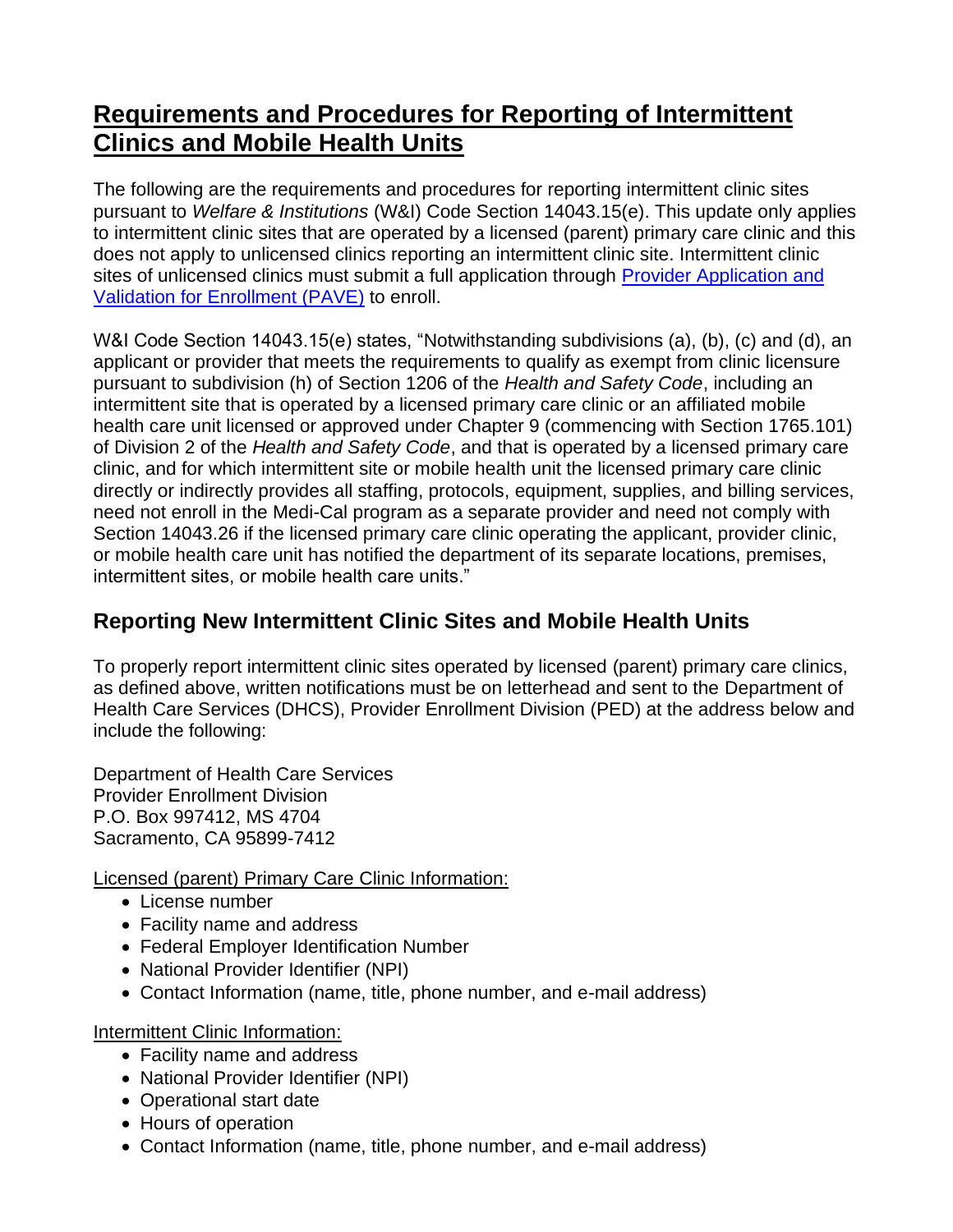# Requirements and Procedures for Reporting of Intermittent Clinics and Mobile Health Units

The following are the requirements and procedures for reporting intermittent clinic sites pursuant to *Welfare & Institutions* (W&I) Code Section 14043.15(e). This update only applies to intermittent clinic sites that are operated by a licensed (parent) primary care clinic and this does not apply to unlicensed clinics reporting an intermittent clinic site. Intermittent clinic sites of unlicensed clinics must submit a full application through [Provider Application and Validation for Enrollment (PAVE)]() to enroll.

W&I Code Section 14043.15(e) states, "Notwithstanding subdivisions (a), (b), (c) and (d), an applicant or provider that meets the requirements to qualify as exempt from clinic licensure pursuant to subdivision (h) of Section 1206 of the *Health and Safety Code*, including an intermittent site that is operated by a licensed primary care clinic or an affiliated mobile health care unit licensed or approved under Chapter 9 (commencing with Section 1765.101) of Division 2 of the *Health and Safety Code*, and that is operated by a licensed primary care clinic, and for which intermittent site or mobile health unit the licensed primary care clinic directly or indirectly provides all staffing, protocols, equipment, supplies, and billing services, need not enroll in the Medi-Cal program as a separate provider and need not comply with Section 14043.26 if the licensed primary care clinic operating the applicant, provider clinic, or mobile health care unit has notified the department of its separate locations, premises, intermittent sites, or mobile health care units."

## Reporting New Intermittent Clinic Sites and Mobile Health Units

To properly report intermittent clinic sites operated by licensed (parent) primary care clinics, as defined above, written notifications must be on letterhead and sent to the Department of Health Care Services (DHCS), Provider Enrollment Division (PED) at the address below and include the following:

Department of Health Care Services
Provider Enrollment Division
P.O. Box 997412, MS 4704
Sacramento, CA 95899-7412

<u>Licensed (parent) Primary Care Clinic Information:</u>

- License number
- Facility name and address
- Federal Employer Identification Number
- National Provider Identifier (NPI)
- Contact Information (name, title, phone number, and e-mail address)

<u>Intermittent Clinic Information:</u>

- Facility name and address
- National Provider Identifier (NPI)
- Operational start date
- Hours of operation
- Contact Information (name, title, phone number, and e-mail address)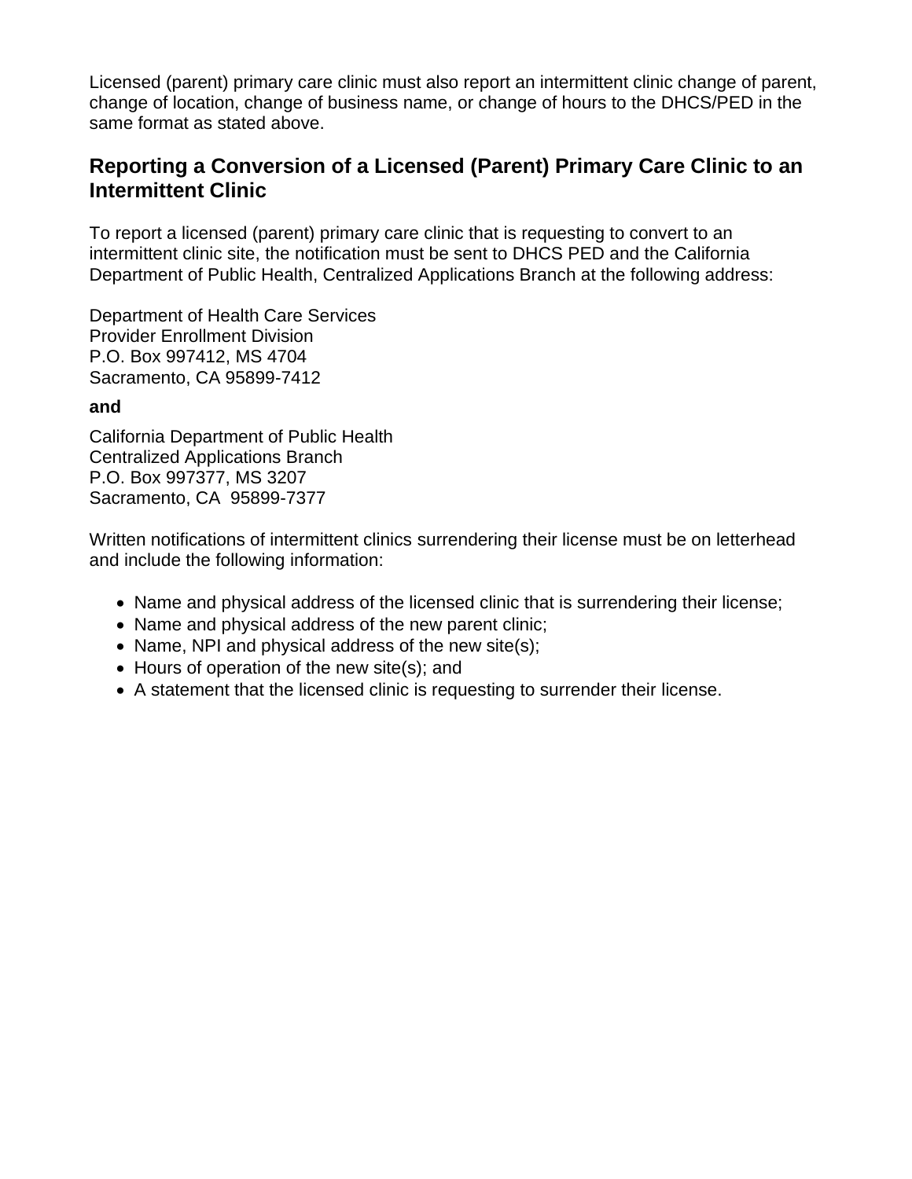Licensed (parent) primary care clinic must also report an intermittent clinic change of parent, change of location, change of business name, or change of hours to the DHCS/PED in the same format as stated above.

## Reporting a Conversion of a Licensed (Parent) Primary Care Clinic to an Intermittent Clinic

To report a licensed (parent) primary care clinic that is requesting to convert to an intermittent clinic site, the notification must be sent to DHCS PED and the California Department of Public Health, Centralized Applications Branch at the following address:

Department of Health Care Services
Provider Enrollment Division
P.O. Box 997412, MS 4704
Sacramento, CA 95899-7412

**and**

California Department of Public Health
Centralized Applications Branch
P.O. Box 997377, MS 3207
Sacramento, CA 95899-7377

Written notifications of intermittent clinics surrendering their license must be on letterhead and include the following information:

- Name and physical address of the licensed clinic that is surrendering their license;
- Name and physical address of the new parent clinic;
- Name, NPI and physical address of the new site(s);
- Hours of operation of the new site(s); and
- A statement that the licensed clinic is requesting to surrender their license.